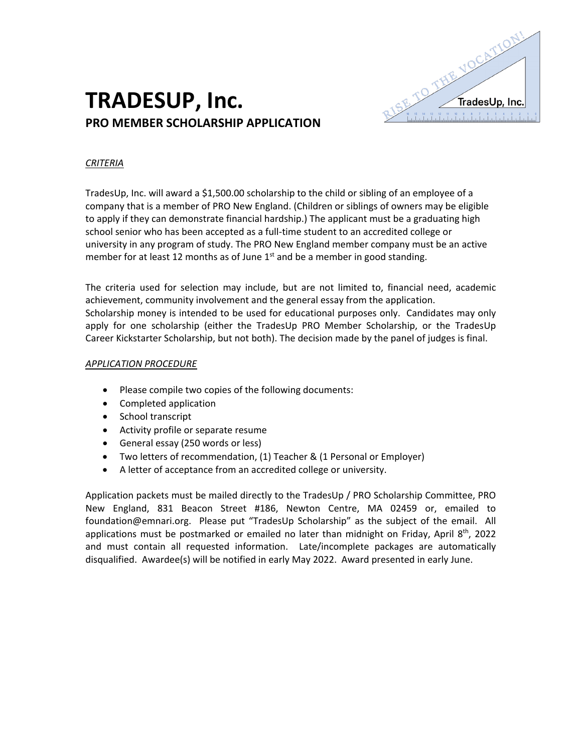# TRADESUP, Inc.

## PRO MEMBER SCHOLARSHIP APPLICATION

*CRITERIA*

TradesUp, Inc. will award a $1,500.00 scholarship to the child or sibling of an employee of a company that is a member of PRO New England. (Children or siblings of owners may be eligible to apply if they can demonstrate financial hardship.) The applicant must be a graduating high school senior who has been accepted as a full-time student to an accredited college or university in any program of study. The PRO New England member company must be an active member for at least 12 months as of June 1st and be a member in good standing.

The criteria used for selection may include, but are not limited to, financial need, academic achievement, community involvement and the general essay from the application. Scholarship money is intended to be used for educational purposes only. Candidates may only apply for one scholarship (either the TradesUp PRO Member Scholarship, or the TradesUp Career Kickstarter Scholarship, but not both). The decision made by the panel of judges is final.

*APPLICATION PROCEDURE*

- Please compile two copies of the following documents:
- Completed application
- School transcript
- Activity profile or separate resume
- General essay (250 words or less)
- Two letters of recommendation, (1) Teacher & (1 Personal or Employer)
- A letter of acceptance from an accredited college or university.

Application packets must be mailed directly to the TradesUp / PRO Scholarship Committee, PRO New England, 831 Beacon Street #186, Newton Centre, MA 02459 or, emailed to foundation@emnari.org. Please put "TradesUp Scholarship" as the subject of the email. All applications must be postmarked or emailed no later than midnight on Friday, April 8th, 2022 and must contain all requested information. Late/incomplete packages are automatically disqualified. Awardee(s) will be notified in early May 2022. Award presented in early June.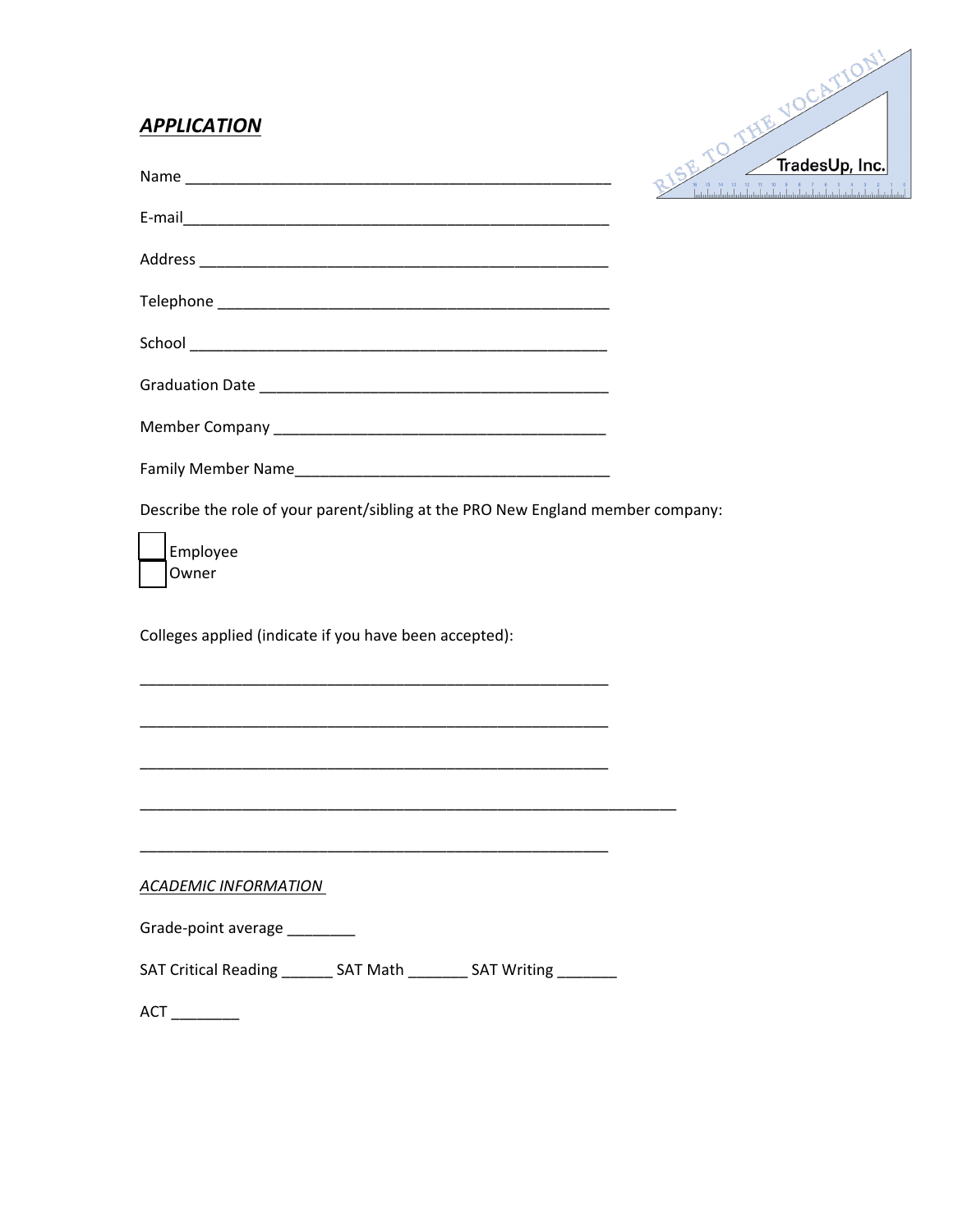***APPLICATION***

RISE TO THE VOCATION! TradesUp, Inc.

Name ____________________________________________________

E-mail____________________________________________________

Address __________________________________________________

Telephone ________________________________________________

School ___________________________________________________

Graduation Date ___________________________________________

Member Company __________________________________________

Family Member Name_______________________________________

Describe the role of your parent/sibling at the PRO New England member company:

- ☐ Employee
- ☐ Owner

Colleges applied (indicate if you have been accepted):

__________________________________________________________

__________________________________________________________

__________________________________________________________

__________________________________________________________

__________________________________________________________

*ACADEMIC INFORMATION*

Grade-point average ________

SAT Critical Reading ______ SAT Math _______ SAT Writing _______

ACT ________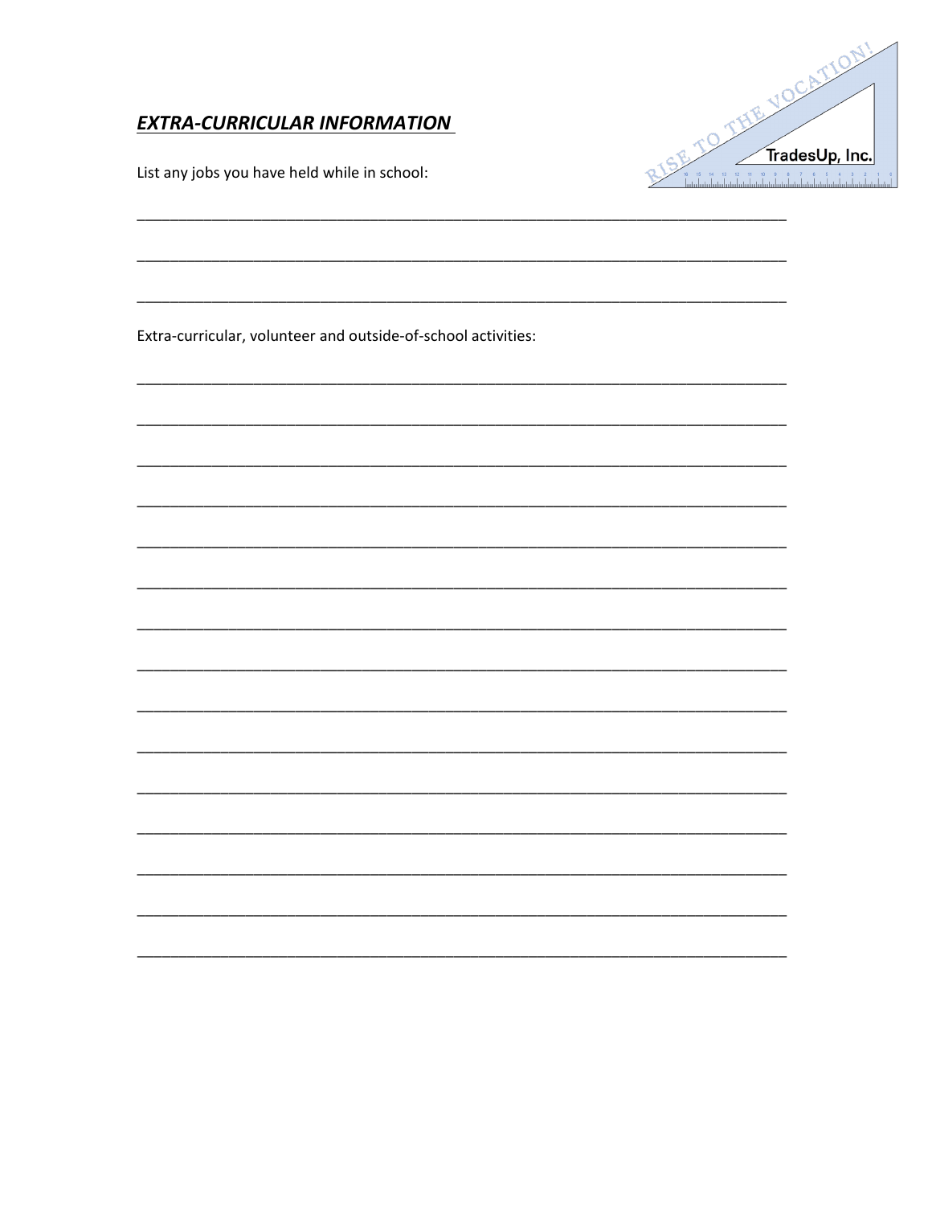## ***EXTRA-CURRICULAR INFORMATION***

List any jobs you have held while in school:

________________________________________________________________________________

________________________________________________________________________________

________________________________________________________________________________

Extra-curricular, volunteer and outside-of-school activities:

________________________________________________________________________________

________________________________________________________________________________

________________________________________________________________________________

________________________________________________________________________________

________________________________________________________________________________

________________________________________________________________________________

________________________________________________________________________________

________________________________________________________________________________

________________________________________________________________________________

________________________________________________________________________________

________________________________________________________________________________

________________________________________________________________________________

________________________________________________________________________________

________________________________________________________________________________

________________________________________________________________________________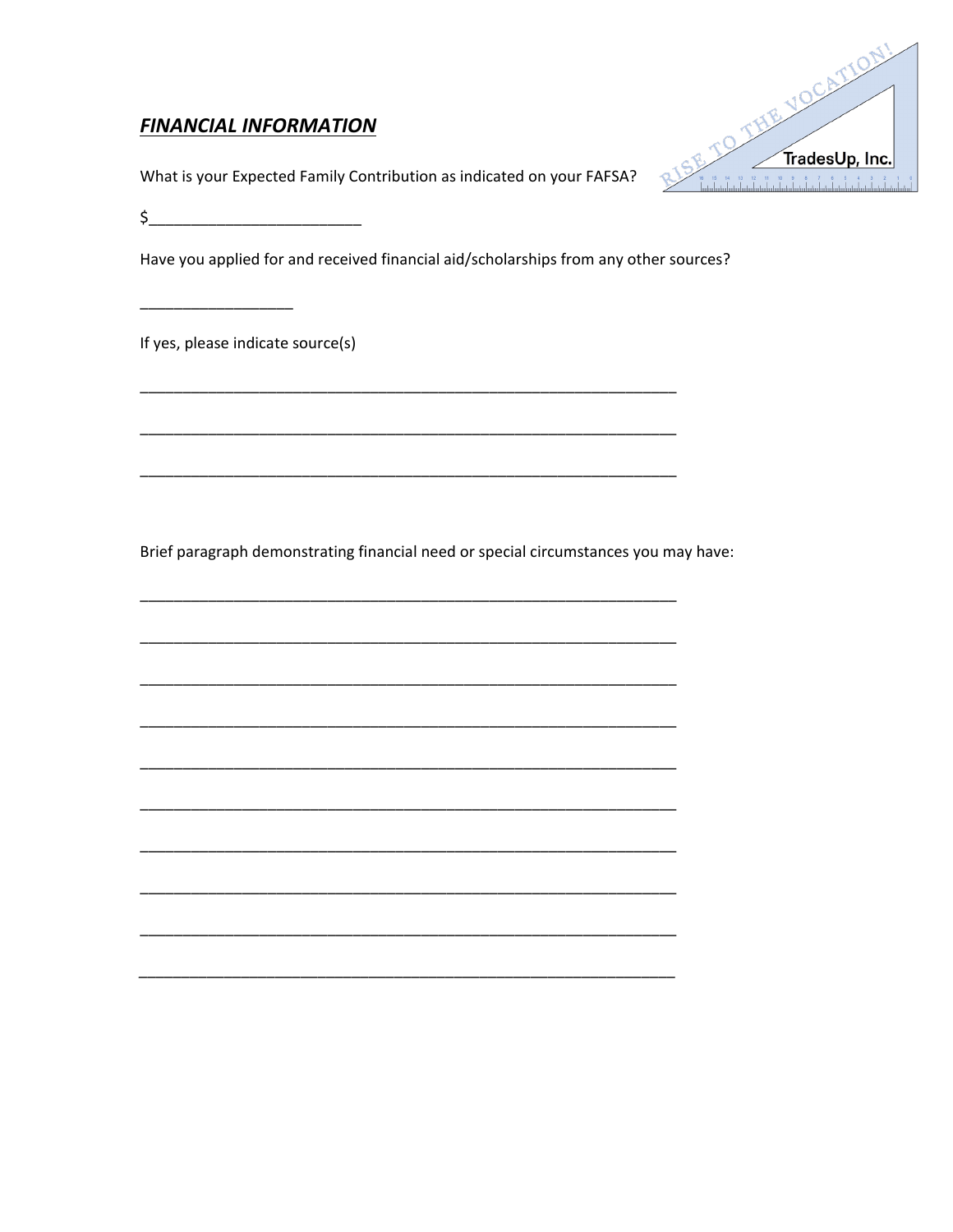***FINANCIAL INFORMATION***

What is your Expected Family Contribution as indicated on your FAFSA?

$________________________

Have you applied for and received financial aid/scholarships from any other sources?

_________________

If yes, please indicate source(s)

___________________________________________________________

___________________________________________________________

___________________________________________________________

Brief paragraph demonstrating financial need or special circumstances you may have:

___________________________________________________________

___________________________________________________________

___________________________________________________________

___________________________________________________________

___________________________________________________________

___________________________________________________________

___________________________________________________________

___________________________________________________________

___________________________________________________________

___________________________________________________________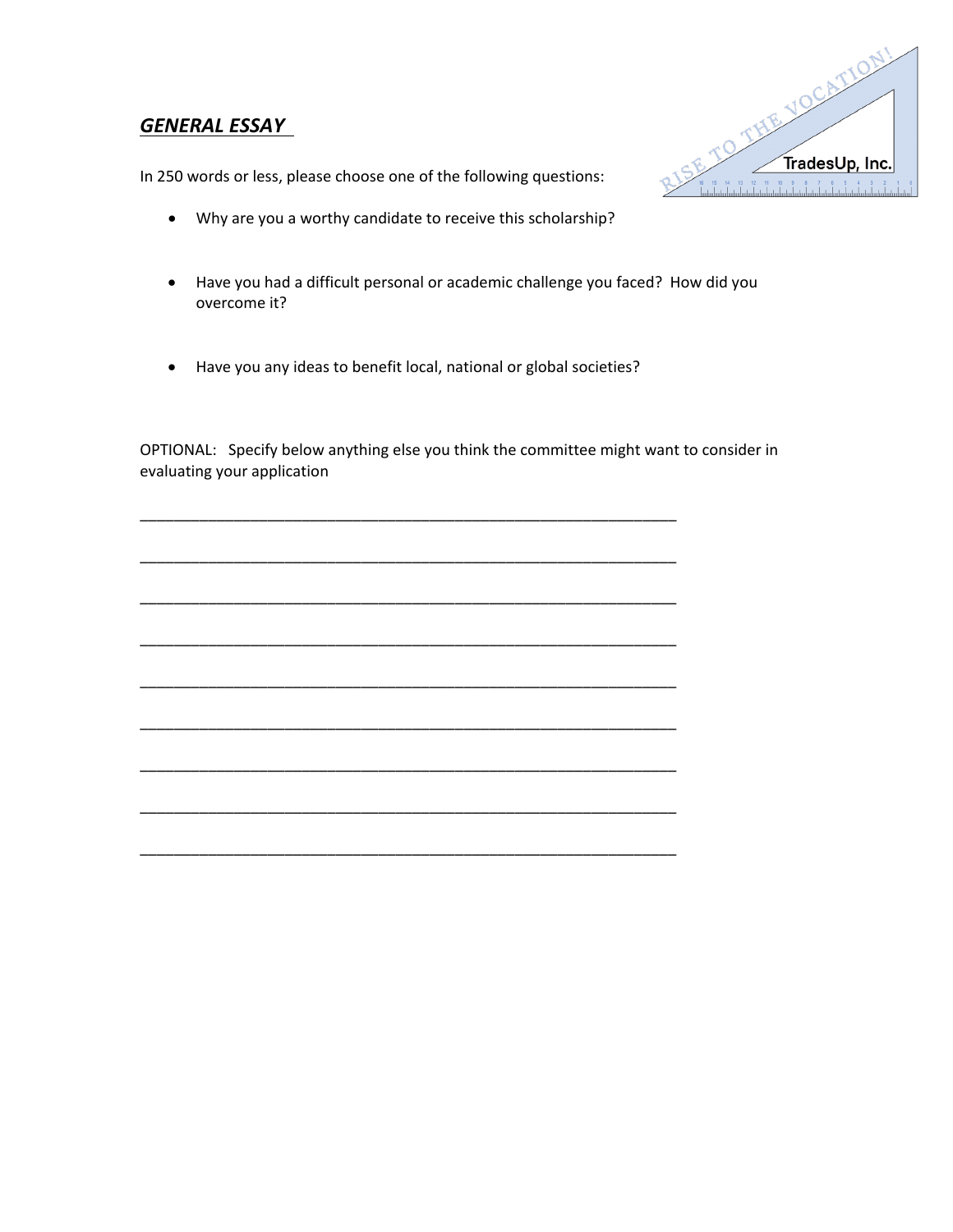***GENERAL ESSAY***

In 250 words or less, please choose one of the following questions:

- Why are you a worthy candidate to receive this scholarship?

- Have you had a difficult personal or academic challenge you faced? How did you overcome it?

- Have you any ideas to benefit local, national or global societies?

OPTIONAL: Specify below anything else you think the committee might want to consider in evaluating your application

_______________________________________________________________

_______________________________________________________________

_______________________________________________________________

_______________________________________________________________

_______________________________________________________________

_______________________________________________________________

_______________________________________________________________

_______________________________________________________________

_______________________________________________________________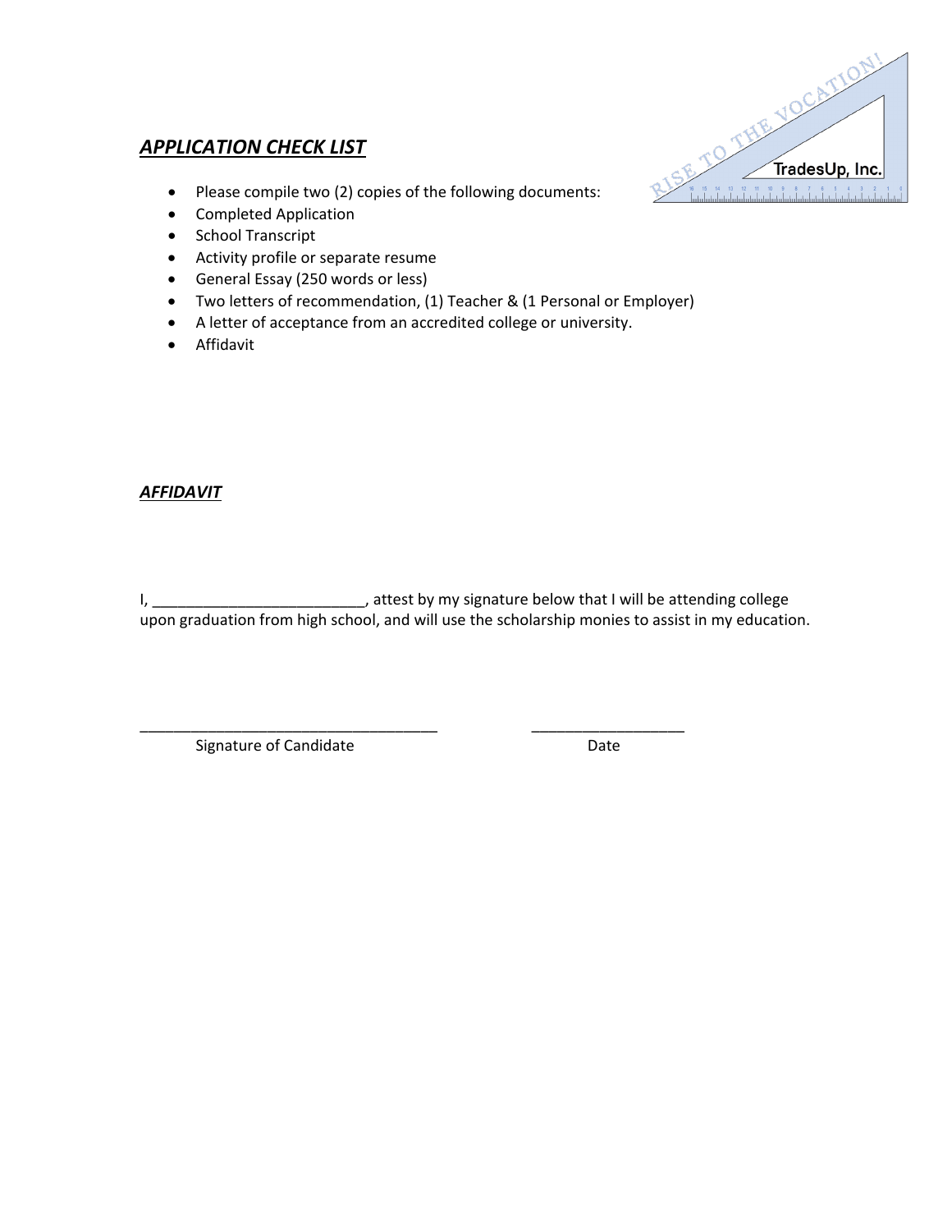## ***APPLICATION CHECK LIST***

- Please compile two (2) copies of the following documents:
- Completed Application
- School Transcript
- Activity profile or separate resume
- General Essay (250 words or less)
- Two letters of recommendation, (1) Teacher & (1 Personal or Employer)
- A letter of acceptance from an accredited college or university.
- Affidavit

## ***AFFIDAVIT***

I, _________________________, attest by my signature below that I will be attending college upon graduation from high school, and will use the scholarship monies to assist in my education.

___________________________________ __________________

Signature of Candidate Date